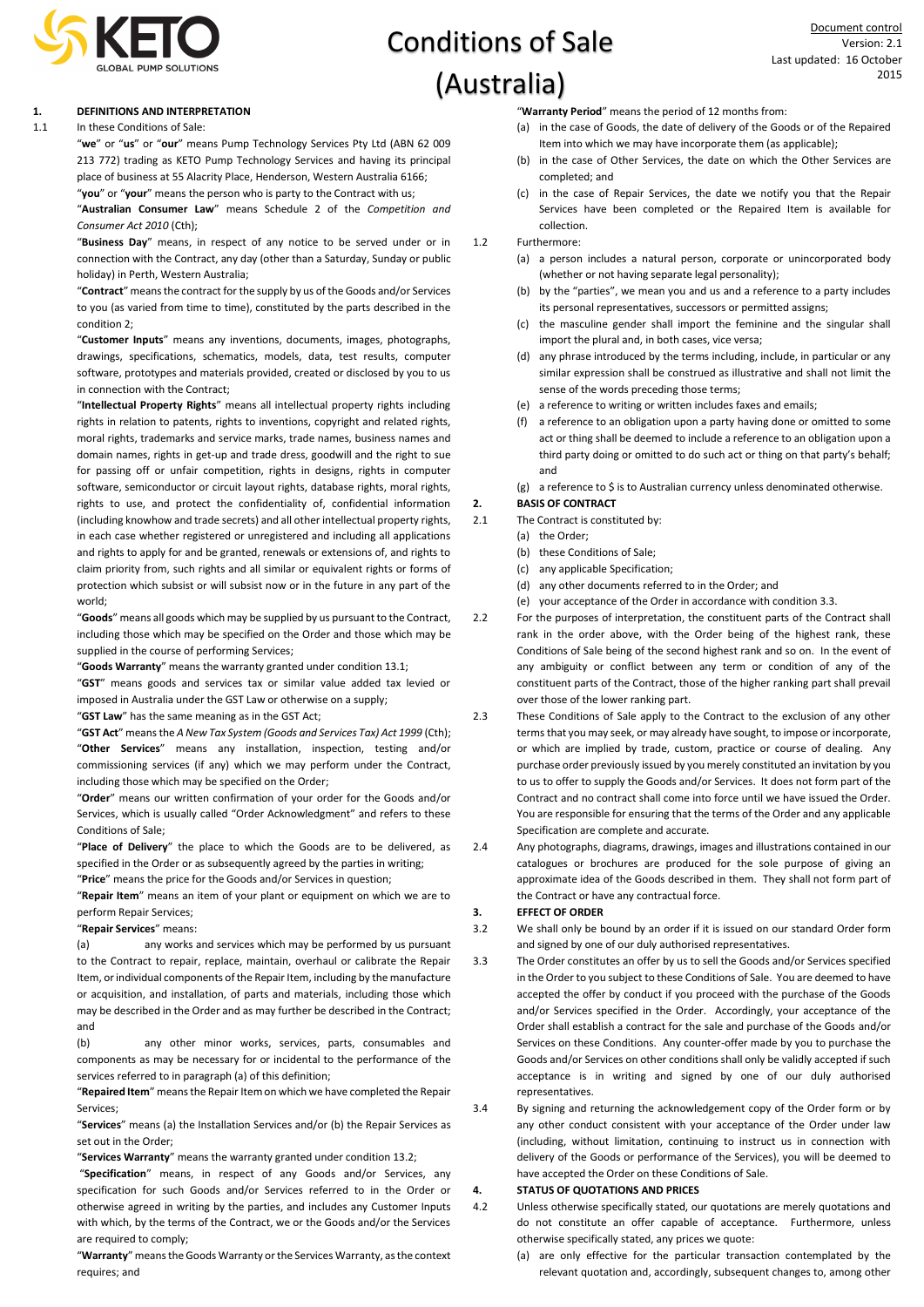# Conditions of Sale (Australia)

Document control
Version: 2.1
Last updated: 16 October 2015

## 1. DEFINITIONS AND INTERPRETATION

1.1 In these Conditions of Sale:

"**we**" or "**us**" or "**our**" means Pump Technology Services Pty Ltd (ABN 62 009 213 772) trading as KETO Pump Technology Services and having its principal place of business at 55 Alacrity Place, Henderson, Western Australia 6166;

"**you**" or "**your**" means the person who is party to the Contract with us;

"**Australian Consumer Law**" means Schedule 2 of the *Competition and Consumer Act 2010* (Cth);

"**Business Day**" means, in respect of any notice to be served under or in connection with the Contract, any day (other than a Saturday, Sunday or public holiday) in Perth, Western Australia;

"**Contract**" means the contract for the supply by us of the Goods and/or Services to you (as varied from time to time), constituted by the parts described in the condition 2;

"**Customer Inputs**" means any inventions, documents, images, photographs, drawings, specifications, schematics, models, data, test results, computer software, prototypes and materials provided, created or disclosed by you to us in connection with the Contract;

"**Intellectual Property Rights**" means all intellectual property rights including rights in relation to patents, rights to inventions, copyright and related rights, moral rights, trademarks and service marks, trade names, business names and domain names, rights in get-up and trade dress, goodwill and the right to sue for passing off or unfair competition, rights in designs, rights in computer software, semiconductor or circuit layout rights, database rights, moral rights, rights to use, and protect the confidentiality of, confidential information (including knowhow and trade secrets) and all other intellectual property rights, in each case whether registered or unregistered and including all applications and rights to apply for and be granted, renewals or extensions of, and rights to claim priority from, such rights and all similar or equivalent rights or forms of protection which subsist or will subsist now or in the future in any part of the world;

"**Goods**" means all goods which may be supplied by us pursuant to the Contract, including those which may be specified on the Order and those which may be supplied in the course of performing Services;

"**Goods Warranty**" means the warranty granted under condition 13.1;

"**GST**" means goods and services tax or similar value added tax levied or imposed in Australia under the GST Law or otherwise on a supply;

"**GST Law**" has the same meaning as in the GST Act;

"**GST Act**" means the *A New Tax System (Goods and Services Tax) Act 1999* (Cth);

"**Other Services**" means any installation, inspection, testing and/or commissioning services (if any) which we may perform under the Contract, including those which may be specified on the Order;

"**Order**" means our written confirmation of your order for the Goods and/or Services, which is usually called "Order Acknowledgment" and refers to these Conditions of Sale;

"**Place of Delivery**" the place to which the Goods are to be delivered, as specified in the Order or as subsequently agreed by the parties in writing;

"**Price**" means the price for the Goods and/or Services in question;

"**Repair Item**" means an item of your plant or equipment on which we are to perform Repair Services;

"**Repair Services**" means:

(a) any works and services which may be performed by us pursuant to the Contract to repair, replace, maintain, overhaul or calibrate the Repair Item, or individual components of the Repair Item, including by the manufacture or acquisition, and installation, of parts and materials, including those which may be described in the Order and as may further be described in the Contract; and

(b) any other minor works, services, parts, consumables and components as may be necessary for or incidental to the performance of the services referred to in paragraph (a) of this definition;

"**Repaired Item**" means the Repair Item on which we have completed the Repair Services;

"**Services**" means (a) the Installation Services and/or (b) the Repair Services as set out in the Order;

"**Services Warranty**" means the warranty granted under condition 13.2;

"**Specification**" means, in respect of any Goods and/or Services, any specification for such Goods and/or Services referred to in the Order or otherwise agreed in writing by the parties, and includes any Customer Inputs with which, by the terms of the Contract, we or the Goods and/or the Services are required to comply;

"**Warranty**" means the Goods Warranty or the Services Warranty, as the context requires; and

"**Warranty Period**" means the period of 12 months from:

(a) in the case of Goods, the date of delivery of the Goods or of the Repaired Item into which we may have incorporate them (as applicable);

(b) in the case of Other Services, the date on which the Other Services are completed; and

(c) in the case of Repair Services, the date we notify you that the Repair Services have been completed or the Repaired Item is available for collection.

1.2 Furthermore:

(a) a person includes a natural person, corporate or unincorporated body (whether or not having separate legal personality);

(b) by the "parties", we mean you and us and a reference to a party includes its personal representatives, successors or permitted assigns;

(c) the masculine gender shall import the feminine and the singular shall import the plural and, in both cases, vice versa;

(d) any phrase introduced by the terms including, include, in particular or any similar expression shall be construed as illustrative and shall not limit the sense of the words preceding those terms;

(e) a reference to writing or written includes faxes and emails;

(f) a reference to an obligation upon a party having done or omitted to some act or thing shall be deemed to include a reference to an obligation upon a third party doing or omitted to do such act or thing on that party's behalf; and

(g) a reference to $ is to Australian currency unless denominated otherwise.

## 2. BASIS OF CONTRACT

2.1 The Contract is constituted by:

(a) the Order;

(b) these Conditions of Sale;

(c) any applicable Specification;

(d) any other documents referred to in the Order; and

(e) your acceptance of the Order in accordance with condition 3.3.

2.2 For the purposes of interpretation, the constituent parts of the Contract shall rank in the order above, with the Order being of the highest rank, these Conditions of Sale being of the second highest rank and so on. In the event of any ambiguity or conflict between any term or condition of any of the constituent parts of the Contract, those of the higher ranking part shall prevail over those of the lower ranking part.

2.3 These Conditions of Sale apply to the Contract to the exclusion of any other terms that you may seek, or may already have sought, to impose or incorporate, or which are implied by trade, custom, practice or course of dealing. Any purchase order previously issued by you merely constituted an invitation by you to us to offer to supply the Goods and/or Services. It does not form part of the Contract and no contract shall come into force until we have issued the Order. You are responsible for ensuring that the terms of the Order and any applicable Specification are complete and accurate.

2.4 Any photographs, diagrams, drawings, images and illustrations contained in our catalogues or brochures are produced for the sole purpose of giving an approximate idea of the Goods described in them. They shall not form part of the Contract or have any contractual force.

## 3. EFFECT OF ORDER

3.2 We shall only be bound by an order if it is issued on our standard Order form and signed by one of our duly authorised representatives.

3.3 The Order constitutes an offer by us to sell the Goods and/or Services specified in the Order to you subject to these Conditions of Sale. You are deemed to have accepted the offer by conduct if you proceed with the purchase of the Goods and/or Services specified in the Order. Accordingly, your acceptance of the Order shall establish a contract for the sale and purchase of the Goods and/or Services on these Conditions. Any counter-offer made by you to purchase the Goods and/or Services on other conditions shall only be validly accepted if such acceptance is in writing and signed by one of our duly authorised representatives.

3.4 By signing and returning the acknowledgement copy of the Order form or by any other conduct consistent with your acceptance of the Order under law (including, without limitation, continuing to instruct us in connection with delivery of the Goods or performance of the Services), you will be deemed to have accepted the Order on these Conditions of Sale.

## 4. STATUS OF QUOTATIONS AND PRICES

4.2 Unless otherwise specifically stated, our quotations are merely quotations and do not constitute an offer capable of acceptance. Furthermore, unless otherwise specifically stated, any prices we quote:

(a) are only effective for the particular transaction contemplated by the relevant quotation and, accordingly, subsequent changes to, among other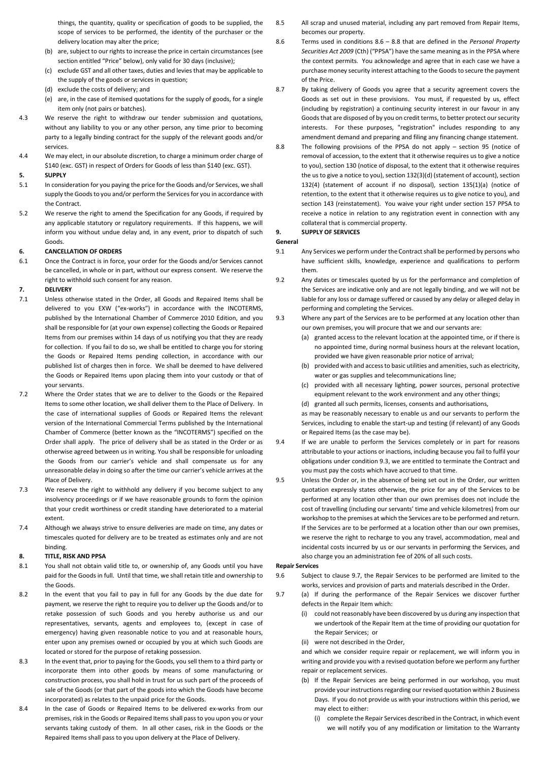things, the quantity, quality or specification of goods to be supplied, the scope of services to be performed, the identity of the purchaser or the delivery location may alter the price;

(b) are, subject to our rights to increase the price in certain circumstances (see section entitled "Price" below), only valid for 30 days (inclusive);

(c) exclude GST and all other taxes, duties and levies that may be applicable to the supply of the goods or services in question;

(d) exclude the costs of delivery; and

(e) are, in the case of itemised quotations for the supply of goods, for a single item only (not pairs or batches).

4.3 We reserve the right to withdraw our tender submission and quotations, without any liability to you or any other person, any time prior to becoming party to a legally binding contract for the supply of the relevant goods and/or services.

4.4 We may elect, in our absolute discretion, to charge a minimum order charge of $140 (exc. GST) in respect of Orders for Goods of less than $140 (exc. GST).

**5. SUPPLY**

5.1 In consideration for you paying the price for the Goods and/or Services, we shall supply the Goods to you and/or perform the Services for you in accordance with the Contract.

5.2 We reserve the right to amend the Specification for any Goods, if required by any applicable statutory or regulatory requirements. If this happens, we will inform you without undue delay and, in any event, prior to dispatch of such Goods.

**6. CANCELLATION OF ORDERS**

6.1 Once the Contract is in force, your order for the Goods and/or Services cannot be cancelled, in whole or in part, without our express consent. We reserve the right to withhold such consent for any reason.

**7. DELIVERY**

7.1 Unless otherwise stated in the Order, all Goods and Repaired Items shall be delivered to you EXW ("ex-works") in accordance with the INCOTERMS, published by the International Chamber of Commerce 2010 Edition, and you shall be responsible for (at your own expense) collecting the Goods or Repaired Items from our premises within 14 days of us notifying you that they are ready for collection. If you fail to do so, we shall be entitled to charge you for storing the Goods or Repaired Items pending collection, in accordance with our published list of charges then in force. We shall be deemed to have delivered the Goods or Repaired Items upon placing them into your custody or that of your servants.

7.2 Where the Order states that we are to deliver to the Goods or the Repaired Items to some other location, we shall deliver them to the Place of Delivery. In the case of international supplies of Goods or Repaired Items the relevant version of the International Commercial Terms published by the International Chamber of Commerce (better known as the "INCOTERMS") specified on the Order shall apply. The price of delivery shall be as stated in the Order or as otherwise agreed between us in writing. You shall be responsible for unloading the Goods from our carrier's vehicle and shall compensate us for any unreasonable delay in doing so after the time our carrier's vehicle arrives at the Place of Delivery.

7.3 We reserve the right to withhold any delivery if you become subject to any insolvency proceedings or if we have reasonable grounds to form the opinion that your credit worthiness or credit standing have deteriorated to a material extent.

7.4 Although we always strive to ensure deliveries are made on time, any dates or timescales quoted for delivery are to be treated as estimates only and are not binding.

**8. TITLE, RISK AND PPSA**

8.1 You shall not obtain valid title to, or ownership of, any Goods until you have paid for the Goods in full. Until that time, we shall retain title and ownership to the Goods.

8.2 In the event that you fail to pay in full for any Goods by the due date for payment, we reserve the right to require you to deliver up the Goods and/or to retake possession of such Goods and you hereby authorise us and our representatives, servants, agents and employees to, (except in case of emergency) having given reasonable notice to you and at reasonable hours, enter upon any premises owned or occupied by you at which such Goods are located or stored for the purpose of retaking possession.

8.3 In the event that, prior to paying for the Goods, you sell them to a third party or incorporate them into other goods by means of some manufacturing or construction process, you shall hold in trust for us such part of the proceeds of sale of the Goods (or that part of the goods into which the Goods have become incorporated) as relates to the unpaid price for the Goods.

8.4 In the case of Goods or Repaired Items to be delivered ex-works from our premises, risk in the Goods or Repaired Items shall pass to you upon you or your servants taking custody of them. In all other cases, risk in the Goods or the Repaired Items shall pass to you upon delivery at the Place of Delivery.

8.5 All scrap and unused material, including any part removed from Repair Items, becomes our property.

8.6 Terms used in conditions 8.6 – 8.8 that are defined in the *Personal Property Securities Act 2009* (Cth) ("PPSA") have the same meaning as in the PPSA where the context permits. You acknowledge and agree that in each case we have a purchase money security interest attaching to the Goods to secure the payment of the Price.

8.7 By taking delivery of Goods you agree that a security agreement covers the Goods as set out in these provisions. You must, if requested by us, effect (including by registration) a continuing security interest in our favour in any Goods that are disposed of by you on credit terms, to better protect our security interests. For these purposes, "registration" includes responding to any amendment demand and preparing and filing any financing change statement.

8.8 The following provisions of the PPSA do not apply – section 95 (notice of removal of accession, to the extent that it otherwise requires us to give a notice to you), section 130 (notice of disposal, to the extent that it otherwise requires the us to give a notice to you), section 132(3)(d) (statement of account), section 132(4) (statement of account if no disposal), section 135(1)(a) (notice of retention, to the extent that it otherwise requires us to give notice to you), and section 143 (reinstatement). You waive your right under section 157 PPSA to receive a notice in relation to any registration event in connection with any collateral that is commercial property.

**9. SUPPLY OF SERVICES**

**General**

9.1 Any Services we perform under the Contract shall be performed by persons who have sufficient skills, knowledge, experience and qualifications to perform them.

9.2 Any dates or timescales quoted by us for the performance and completion of the Services are indicative only and are not legally binding, and we will not be liable for any loss or damage suffered or caused by any delay or alleged delay in performing and completing the Services.

9.3 Where any part of the Services are to be performed at any location other than our own premises, you will procure that we and our servants are:

(a) granted access to the relevant location at the appointed time, or if there is no appointed time, during normal business hours at the relevant location, provided we have given reasonable prior notice of arrival;

(b) provided with and access to basic utilities and amenities, such as electricity, water or gas supplies and telecommunications line;

(c) provided with all necessary lighting, power sources, personal protective equipment relevant to the work environment and any other things;

(d) granted all such permits, licenses, consents and authorisations,

as may be reasonably necessary to enable us and our servants to perform the Services, including to enable the start-up and testing (if relevant) of any Goods or Repaired Items (as the case may be).

9.4 If we are unable to perform the Services completely or in part for reasons attributable to your actions or inactions, including because you fail to fulfil your obligations under condition 9.3, we are entitled to terminate the Contract and you must pay the costs which have accrued to that time.

9.5 Unless the Order or, in the absence of being set out in the Order, our written quotation expressly states otherwise, the price for any of the Services to be performed at any location other than our own premises does not include the cost of travelling (including our servants' time and vehicle kilometres) from our workshop to the premises at which the Services are to be performed and return. If the Services are to be performed at a location other than our own premises, we reserve the right to recharge to you any travel, accommodation, meal and incidental costs incurred by us or our servants in performing the Services, and also charge you an administration fee of 20% of all such costs.

**Repair Services**

9.6 Subject to clause 9.7, the Repair Services to be performed are limited to the works, services and provision of parts and materials described in the Order.

9.7 (a) If during the performance of the Repair Services we discover further defects in the Repair Item which:

(i) could not reasonably have been discovered by us during any inspection that we undertook of the Repair Item at the time of providing our quotation for the Repair Services; or

(ii) were not described in the Order,

and which we consider require repair or replacement, we will inform you in writing and provide you with a revised quotation before we perform any further repair or replacement services.

(b) If the Repair Services are being performed in our workshop, you must provide your instructions regarding our revised quotation within 2 Business Days. If you do not provide us with your instructions within this period, we may elect to either:

(i) complete the Repair Services described in the Contract, in which event we will notify you of any modification or limitation to the Warranty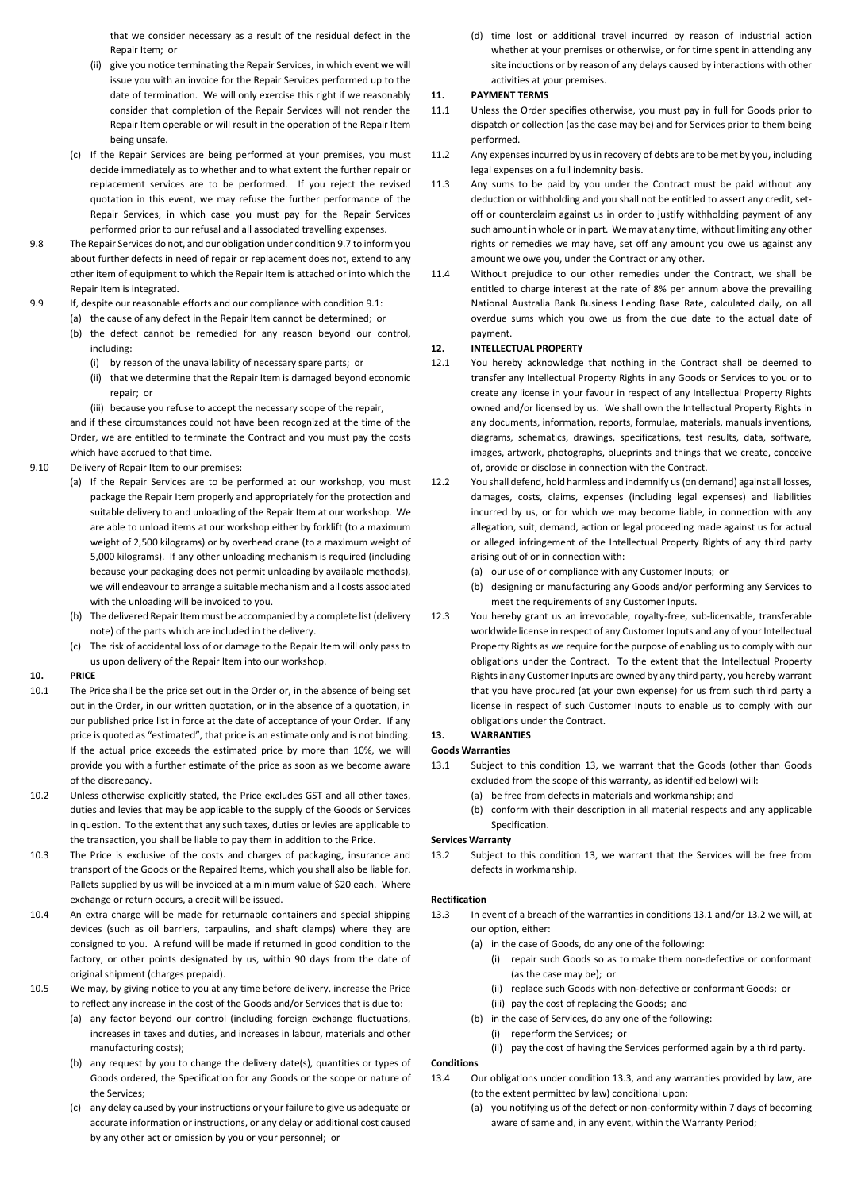that we consider necessary as a result of the residual defect in the Repair Item; or

(ii) give you notice terminating the Repair Services, in which event we will issue you with an invoice for the Repair Services performed up to the date of termination. We will only exercise this right if we reasonably consider that completion of the Repair Services will not render the Repair Item operable or will result in the operation of the Repair Item being unsafe.

(c) If the Repair Services are being performed at your premises, you must decide immediately as to whether and to what extent the further repair or replacement services are to be performed. If you reject the revised quotation in this event, we may refuse the further performance of the Repair Services, in which case you must pay for the Repair Services performed prior to our refusal and all associated travelling expenses.

9.8 The Repair Services do not, and our obligation under condition 9.7 to inform you about further defects in need of repair or replacement does not, extend to any other item of equipment to which the Repair Item is attached or into which the Repair Item is integrated.

9.9 If, despite our reasonable efforts and our compliance with condition 9.1:

(a) the cause of any defect in the Repair Item cannot be determined; or

(b) the defect cannot be remedied for any reason beyond our control, including:

(i) by reason of the unavailability of necessary spare parts; or

(ii) that we determine that the Repair Item is damaged beyond economic repair; or

(iii) because you refuse to accept the necessary scope of the repair,

and if these circumstances could not have been recognized at the time of the Order, we are entitled to terminate the Contract and you must pay the costs which have accrued to that time.

9.10 Delivery of Repair Item to our premises:

(a) If the Repair Services are to be performed at our workshop, you must package the Repair Item properly and appropriately for the protection and suitable delivery to and unloading of the Repair Item at our workshop. We are able to unload items at our workshop either by forklift (to a maximum weight of 2,500 kilograms) or by overhead crane (to a maximum weight of 5,000 kilograms). If any other unloading mechanism is required (including because your packaging does not permit unloading by available methods), we will endeavour to arrange a suitable mechanism and all costs associated with the unloading will be invoiced to you.

(b) The delivered Repair Item must be accompanied by a complete list (delivery note) of the parts which are included in the delivery.

(c) The risk of accidental loss of or damage to the Repair Item will only pass to us upon delivery of the Repair Item into our workshop.

## 10. PRICE

10.1 The Price shall be the price set out in the Order or, in the absence of being set out in the Order, in our written quotation, or in the absence of a quotation, in our published price list in force at the date of acceptance of your Order. If any price is quoted as "estimated", that price is an estimate only and is not binding. If the actual price exceeds the estimated price by more than 10%, we will provide you with a further estimate of the price as soon as we become aware of the discrepancy.

10.2 Unless otherwise explicitly stated, the Price excludes GST and all other taxes, duties and levies that may be applicable to the supply of the Goods or Services in question. To the extent that any such taxes, duties or levies are applicable to the transaction, you shall be liable to pay them in addition to the Price.

10.3 The Price is exclusive of the costs and charges of packaging, insurance and transport of the Goods or the Repaired Items, which you shall also be liable for. Pallets supplied by us will be invoiced at a minimum value of $20 each. Where exchange or return occurs, a credit will be issued.

10.4 An extra charge will be made for returnable containers and special shipping devices (such as oil barriers, tarpaulins, and shaft clamps) where they are consigned to you. A refund will be made if returned in good condition to the factory, or other points designated by us, within 90 days from the date of original shipment (charges prepaid).

10.5 We may, by giving notice to you at any time before delivery, increase the Price to reflect any increase in the cost of the Goods and/or Services that is due to:

(a) any factor beyond our control (including foreign exchange fluctuations, increases in taxes and duties, and increases in labour, materials and other manufacturing costs);

(b) any request by you to change the delivery date(s), quantities or types of Goods ordered, the Specification for any Goods or the scope or nature of the Services;

(c) any delay caused by your instructions or your failure to give us adequate or accurate information or instructions, or any delay or additional cost caused by any other act or omission by you or your personnel; or

(d) time lost or additional travel incurred by reason of industrial action whether at your premises or otherwise, or for time spent in attending any site inductions or by reason of any delays caused by interactions with other activities at your premises.

## 11. PAYMENT TERMS

11.1 Unless the Order specifies otherwise, you must pay in full for Goods prior to dispatch or collection (as the case may be) and for Services prior to them being performed.

11.2 Any expenses incurred by us in recovery of debts are to be met by you, including legal expenses on a full indemnity basis.

11.3 Any sums to be paid by you under the Contract must be paid without any deduction or withholding and you shall not be entitled to assert any credit, set-off or counterclaim against us in order to justify withholding payment of any such amount in whole or in part. We may at any time, without limiting any other rights or remedies we may have, set off any amount you owe us against any amount we owe you, under the Contract or any other.

11.4 Without prejudice to our other remedies under the Contract, we shall be entitled to charge interest at the rate of 8% per annum above the prevailing National Australia Bank Business Lending Base Rate, calculated daily, on all overdue sums which you owe us from the due date to the actual date of payment.

## 12. INTELLECTUAL PROPERTY

12.1 You hereby acknowledge that nothing in the Contract shall be deemed to transfer any Intellectual Property Rights in any Goods or Services to you or to create any license in your favour in respect of any Intellectual Property Rights owned and/or licensed by us. We shall own the Intellectual Property Rights in any documents, information, reports, formulae, materials, manuals inventions, diagrams, schematics, drawings, specifications, test results, data, software, images, artwork, photographs, blueprints and things that we create, conceive of, provide or disclose in connection with the Contract.

12.2 You shall defend, hold harmless and indemnify us (on demand) against all losses, damages, costs, claims, expenses (including legal expenses) and liabilities incurred by us, or for which we may become liable, in connection with any allegation, suit, demand, action or legal proceeding made against us for actual or alleged infringement of the Intellectual Property Rights of any third party arising out of or in connection with:

(a) our use of or compliance with any Customer Inputs; or

(b) designing or manufacturing any Goods and/or performing any Services to meet the requirements of any Customer Inputs.

12.3 You hereby grant us an irrevocable, royalty-free, sub-licensable, transferable worldwide license in respect of any Customer Inputs and any of your Intellectual Property Rights as we require for the purpose of enabling us to comply with our obligations under the Contract. To the extent that the Intellectual Property Rights in any Customer Inputs are owned by any third party, you hereby warrant that you have procured (at your own expense) for us from such third party a license in respect of such Customer Inputs to enable us to comply with our obligations under the Contract.

## 13. WARRANTIES

**Goods Warranties**

13.1 Subject to this condition 13, we warrant that the Goods (other than Goods excluded from the scope of this warranty, as identified below) will:

(a) be free from defects in materials and workmanship; and

(b) conform with their description in all material respects and any applicable Specification.

**Services Warranty**

13.2 Subject to this condition 13, we warrant that the Services will be free from defects in workmanship.

**Rectification**

13.3 In event of a breach of the warranties in conditions 13.1 and/or 13.2 we will, at our option, either:

(a) in the case of Goods, do any one of the following:

(i) repair such Goods so as to make them non-defective or conformant (as the case may be); or

(ii) replace such Goods with non-defective or conformant Goods; or

(iii) pay the cost of replacing the Goods; and

(b) in the case of Services, do any one of the following:

(i) reperform the Services; or

(ii) pay the cost of having the Services performed again by a third party.

**Conditions**

13.4 Our obligations under condition 13.3, and any warranties provided by law, are (to the extent permitted by law) conditional upon:

(a) you notifying us of the defect or non-conformity within 7 days of becoming aware of same and, in any event, within the Warranty Period;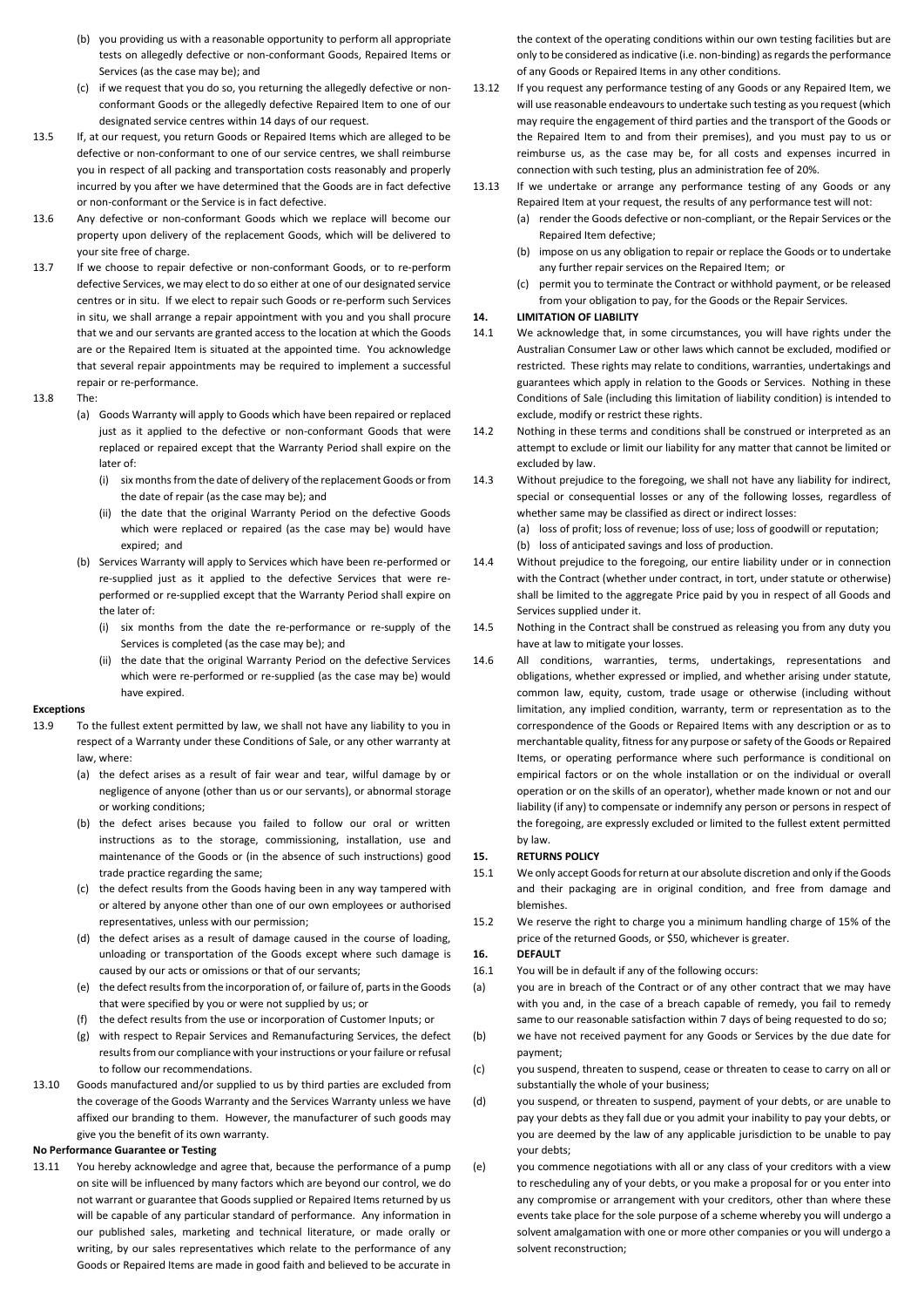(b) you providing us with a reasonable opportunity to perform all appropriate tests on allegedly defective or non-conformant Goods, Repaired Items or Services (as the case may be); and

(c) if we request that you do so, you returning the allegedly defective or non-conformant Goods or the allegedly defective Repaired Item to one of our designated service centres within 14 days of our request.

13.5 If, at our request, you return Goods or Repaired Items which are alleged to be defective or non-conformant to one of our service centres, we shall reimburse you in respect of all packing and transportation costs reasonably and properly incurred by you after we have determined that the Goods are in fact defective or non-conformant or the Service is in fact defective.

13.6 Any defective or non-conformant Goods which we replace will become our property upon delivery of the replacement Goods, which will be delivered to your site free of charge.

13.7 If we choose to repair defective or non-conformant Goods, or to re-perform defective Services, we may elect to do so either at one of our designated service centres or in situ. If we elect to repair such Goods or re-perform such Services in situ, we shall arrange a repair appointment with you and you shall procure that we and our servants are granted access to the location at which the Goods are or the Repaired Item is situated at the appointed time. You acknowledge that several repair appointments may be required to implement a successful repair or re-performance.

13.8 The:

(a) Goods Warranty will apply to Goods which have been repaired or replaced just as it applied to the defective or non-conformant Goods that were replaced or repaired except that the Warranty Period shall expire on the later of:

(i) six months from the date of delivery of the replacement Goods or from the date of repair (as the case may be); and

(ii) the date that the original Warranty Period on the defective Goods which were replaced or repaired (as the case may be) would have expired; and

(b) Services Warranty will apply to Services which have been re-performed or re-supplied just as it applied to the defective Services that were re-performed or re-supplied except that the Warranty Period shall expire on the later of:

(i) six months from the date the re-performance or re-supply of the Services is completed (as the case may be); and

(ii) the date that the original Warranty Period on the defective Services which were re-performed or re-supplied (as the case may be) would have expired.

**Exceptions**

13.9 To the fullest extent permitted by law, we shall not have any liability to you in respect of a Warranty under these Conditions of Sale, or any other warranty at law, where:

(a) the defect arises as a result of fair wear and tear, wilful damage by or negligence of anyone (other than us or our servants), or abnormal storage or working conditions;

(b) the defect arises because you failed to follow our oral or written instructions as to the storage, commissioning, installation, use and maintenance of the Goods or (in the absence of such instructions) good trade practice regarding the same;

(c) the defect results from the Goods having been in any way tampered with or altered by anyone other than one of our own employees or authorised representatives, unless with our permission;

(d) the defect arises as a result of damage caused in the course of loading, unloading or transportation of the Goods except where such damage is caused by our acts or omissions or that of our servants;

(e) the defect results from the incorporation of, or failure of, parts in the Goods that were specified by you or were not supplied by us; or

(f) the defect results from the use or incorporation of Customer Inputs; or

(g) with respect to Repair Services and Remanufacturing Services, the defect results from our compliance with your instructions or your failure or refusal to follow our recommendations.

13.10 Goods manufactured and/or supplied to us by third parties are excluded from the coverage of the Goods Warranty and the Services Warranty unless we have affixed our branding to them. However, the manufacturer of such goods may give you the benefit of its own warranty.

**No Performance Guarantee or Testing**

13.11 You hereby acknowledge and agree that, because the performance of a pump on site will be influenced by many factors which are beyond our control, we do not warrant or guarantee that Goods supplied or Repaired Items returned by us will be capable of any particular standard of performance. Any information in our published sales, marketing and technical literature, or made orally or writing, by our sales representatives which relate to the performance of any Goods or Repaired Items are made in good faith and believed to be accurate in the context of the operating conditions within our own testing facilities but are only to be considered as indicative (i.e. non-binding) as regards the performance of any Goods or Repaired Items in any other conditions.

13.12 If you request any performance testing of any Goods or any Repaired Item, we will use reasonable endeavours to undertake such testing as you request (which may require the engagement of third parties and the transport of the Goods or the Repaired Item to and from their premises), and you must pay to us or reimburse us, as the case may be, for all costs and expenses incurred in connection with such testing, plus an administration fee of 20%.

13.13 If we undertake or arrange any performance testing of any Goods or any Repaired Item at your request, the results of any performance test will not:

(a) render the Goods defective or non-compliant, or the Repair Services or the Repaired Item defective;

(b) impose on us any obligation to repair or replace the Goods or to undertake any further repair services on the Repaired Item; or

(c) permit you to terminate the Contract or withhold payment, or be released from your obligation to pay, for the Goods or the Repair Services.

**14. LIMITATION OF LIABILITY**

14.1 We acknowledge that, in some circumstances, you will have rights under the Australian Consumer Law or other laws which cannot be excluded, modified or restricted. These rights may relate to conditions, warranties, undertakings and guarantees which apply in relation to the Goods or Services. Nothing in these Conditions of Sale (including this limitation of liability condition) is intended to exclude, modify or restrict these rights.

14.2 Nothing in these terms and conditions shall be construed or interpreted as an attempt to exclude or limit our liability for any matter that cannot be limited or excluded by law.

14.3 Without prejudice to the foregoing, we shall not have any liability for indirect, special or consequential losses or any of the following losses, regardless of whether same may be classified as direct or indirect losses:

(a) loss of profit; loss of revenue; loss of use; loss of goodwill or reputation;

(b) loss of anticipated savings and loss of production.

14.4 Without prejudice to the foregoing, our entire liability under or in connection with the Contract (whether under contract, in tort, under statute or otherwise) shall be limited to the aggregate Price paid by you in respect of all Goods and Services supplied under it.

14.5 Nothing in the Contract shall be construed as releasing you from any duty you have at law to mitigate your losses.

14.6 All conditions, warranties, terms, undertakings, representations and obligations, whether expressed or implied, and whether arising under statute, common law, equity, custom, trade usage or otherwise (including without limitation, any implied condition, warranty, term or representation as to the correspondence of the Goods or Repaired Items with any description or as to merchantable quality, fitness for any purpose or safety of the Goods or Repaired Items, or operating performance where such performance is conditional on empirical factors or on the whole installation or on the individual or overall operation or on the skills of an operator), whether made known or not and our liability (if any) to compensate or indemnify any person or persons in respect of the foregoing, are expressly excluded or limited to the fullest extent permitted by law.

**15. RETURNS POLICY**

15.1 We only accept Goods for return at our absolute discretion and only if the Goods and their packaging are in original condition, and free from damage and blemishes.

15.2 We reserve the right to charge you a minimum handling charge of 15% of the price of the returned Goods, or $50, whichever is greater.

**16. DEFAULT**

16.1 You will be in default if any of the following occurs:

(a) you are in breach of the Contract or of any other contract that we may have with you and, in the case of a breach capable of remedy, you fail to remedy same to our reasonable satisfaction within 7 days of being requested to do so;

(b) we have not received payment for any Goods or Services by the due date for payment;

(c) you suspend, threaten to suspend, cease or threaten to cease to carry on all or substantially the whole of your business;

(d) you suspend, or threaten to suspend, payment of your debts, or are unable to pay your debts as they fall due or you admit your inability to pay your debts, or you are deemed by the law of any applicable jurisdiction to be unable to pay your debts;

(e) you commence negotiations with all or any class of your creditors with a view to rescheduling any of your debts, or you make a proposal for or you enter into any compromise or arrangement with your creditors, other than where these events take place for the sole purpose of a scheme whereby you will undergo a solvent amalgamation with one or more other companies or you will undergo a solvent reconstruction;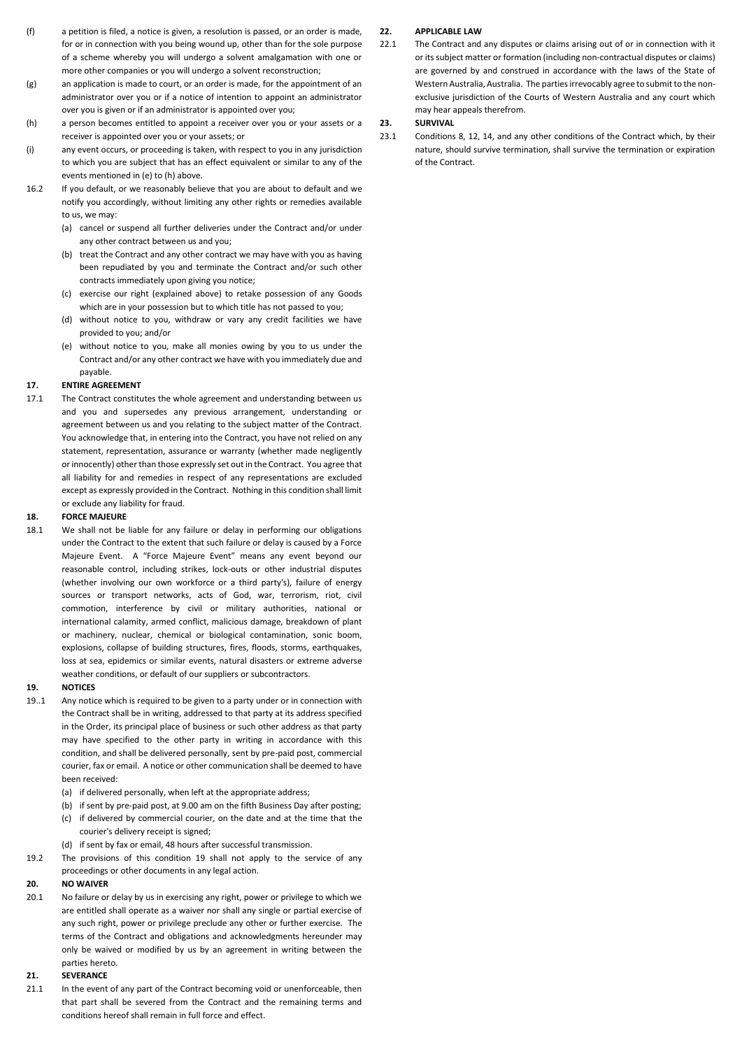(f) a petition is filed, a notice is given, a resolution is passed, or an order is made, for or in connection with you being wound up, other than for the sole purpose of a scheme whereby you will undergo a solvent amalgamation with one or more other companies or you will undergo a solvent reconstruction;

(g) an application is made to court, or an order is made, for the appointment of an administrator over you or if a notice of intention to appoint an administrator over you is given or if an administrator is appointed over you;

(h) a person becomes entitled to appoint a receiver over you or your assets or a receiver is appointed over you or your assets; or

(i) any event occurs, or proceeding is taken, with respect to you in any jurisdiction to which you are subject that has an effect equivalent or similar to any of the events mentioned in (e) to (h) above.

16.2 If you default, or we reasonably believe that you are about to default and we notify you accordingly, without limiting any other rights or remedies available to us, we may:

(a) cancel or suspend all further deliveries under the Contract and/or under any other contract between us and you;

(b) treat the Contract and any other contract we may have with you as having been repudiated by you and terminate the Contract and/or such other contracts immediately upon giving you notice;

(c) exercise our right (explained above) to retake possession of any Goods which are in your possession but to which title has not passed to you;

(d) without notice to you, withdraw or vary any credit facilities we have provided to you; and/or

(e) without notice to you, make all monies owing by you to us under the Contract and/or any other contract we have with you immediately due and payable.

**17. ENTIRE AGREEMENT**

17.1 The Contract constitutes the whole agreement and understanding between us and you and supersedes any previous arrangement, understanding or agreement between us and you relating to the subject matter of the Contract. You acknowledge that, in entering into the Contract, you have not relied on any statement, representation, assurance or warranty (whether made negligently or innocently) other than those expressly set out in the Contract. You agree that all liability for and remedies in respect of any representations are excluded except as expressly provided in the Contract. Nothing in this condition shall limit or exclude any liability for fraud.

**18. FORCE MAJEURE**

18.1 We shall not be liable for any failure or delay in performing our obligations under the Contract to the extent that such failure or delay is caused by a Force Majeure Event. A "Force Majeure Event" means any event beyond our reasonable control, including strikes, lock-outs or other industrial disputes (whether involving our own workforce or a third party's), failure of energy sources or transport networks, acts of God, war, terrorism, riot, civil commotion, interference by civil or military authorities, national or international calamity, armed conflict, malicious damage, breakdown of plant or machinery, nuclear, chemical or biological contamination, sonic boom, explosions, collapse of building structures, fires, floods, storms, earthquakes, loss at sea, epidemics or similar events, natural disasters or extreme adverse weather conditions, or default of our suppliers or subcontractors.

**19. NOTICES**

19..1 Any notice which is required to be given to a party under or in connection with the Contract shall be in writing, addressed to that party at its address specified in the Order, its principal place of business or such other address as that party may have specified to the other party in writing in accordance with this condition, and shall be delivered personally, sent by pre-paid post, commercial courier, fax or email. A notice or other communication shall be deemed to have been received:

(a) if delivered personally, when left at the appropriate address;

(b) if sent by pre-paid post, at 9.00 am on the fifth Business Day after posting;

(c) if delivered by commercial courier, on the date and at the time that the courier's delivery receipt is signed;

(d) if sent by fax or email, 48 hours after successful transmission.

19.2 The provisions of this condition 19 shall not apply to the service of any proceedings or other documents in any legal action.

**20. NO WAIVER**

20.1 No failure or delay by us in exercising any right, power or privilege to which we are entitled shall operate as a waiver nor shall any single or partial exercise of any such right, power or privilege preclude any other or further exercise. The terms of the Contract and obligations and acknowledgments hereunder may only be waived or modified by us by an agreement in writing between the parties hereto.

**21. SEVERANCE**

21.1 In the event of any part of the Contract becoming void or unenforceable, then that part shall be severed from the Contract and the remaining terms and conditions hereof shall remain in full force and effect.

**22. APPLICABLE LAW**

22.1 The Contract and any disputes or claims arising out of or in connection with it or its subject matter or formation (including non-contractual disputes or claims) are governed by and construed in accordance with the laws of the State of Western Australia, Australia. The parties irrevocably agree to submit to the non-exclusive jurisdiction of the Courts of Western Australia and any court which may hear appeals therefrom.

**23. SURVIVAL**

23.1 Conditions 8, 12, 14, and any other conditions of the Contract which, by their nature, should survive termination, shall survive the termination or expiration of the Contract.